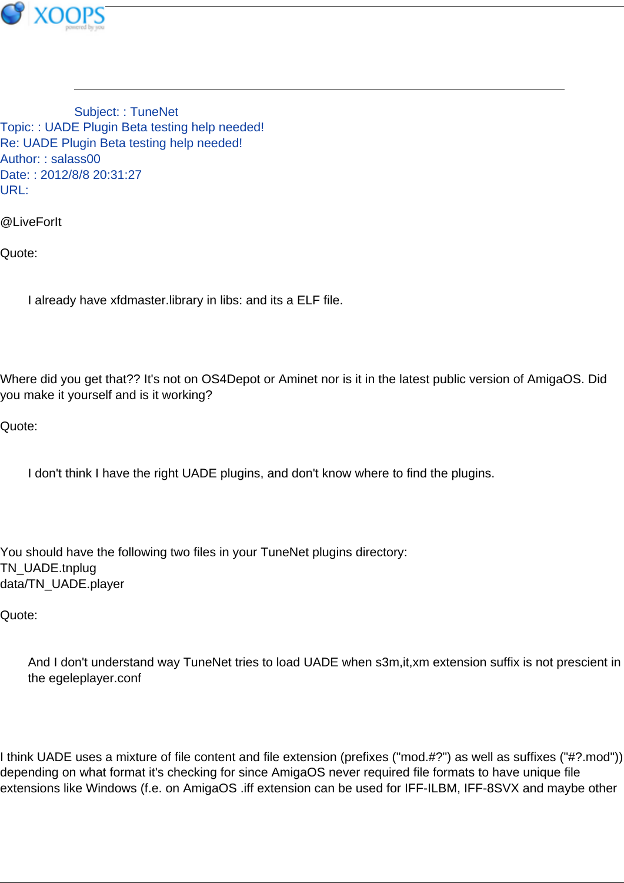Subject: : TuneNet

Topic: : UADE Plugin Beta testing help needed!

Re: UADE Plugin Beta testing help needed!

Author: : salass00

Date: : 2012/8/8 20:31:27

URL:

@LiveForIt

Quote:

> I already have xfdmaster.library in libs: and its a ELF file.

Where did you get that?? It's not on OS4Depot or Aminet nor is it in the latest public version of AmigaOS. Did you make it yourself and is it working?

Quote:

> I don't think I have the right UADE plugins, and don't know where to find the plugins.

You should have the following two files in your TuneNet plugins directory:
TN_UADE.tnplug
data/TN_UADE.player

Quote:

> And I don't understand way TuneNet tries to load UADE when s3m,it,xm extension suffix is not prescient in the egeleplayer.conf

I think UADE uses a mixture of file content and file extension (prefixes ("mod.#?") as well as suffixes ("#?.mod")) depending on what format it's checking for since AmigaOS never required file formats to have unique file extensions like Windows (f.e. on AmigaOS .iff extension can be used for IFF-ILBM, IFF-8SVX and maybe other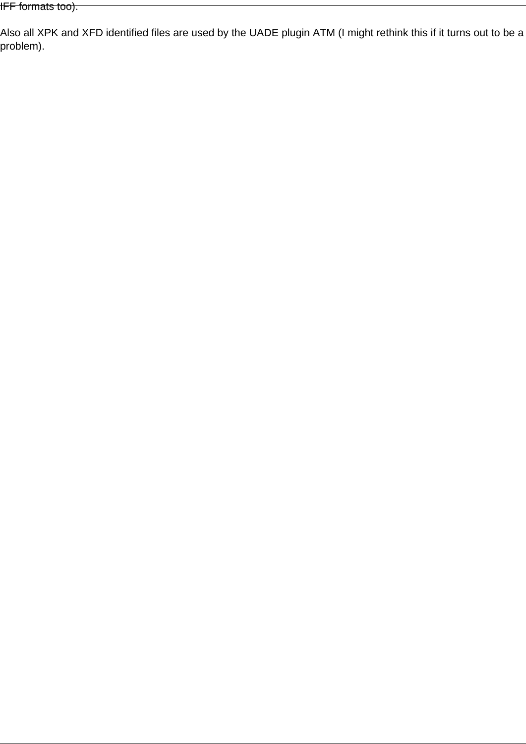IFF formats too).

Also all XPK and XFD identified files are used by the UADE plugin ATM (I might rethink this if it turns out to be a problem).